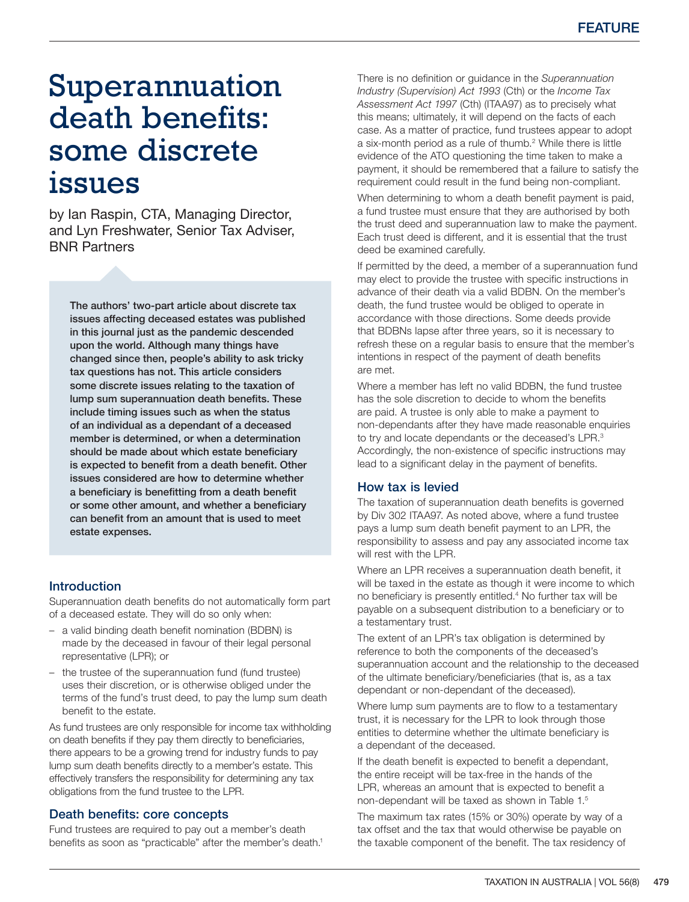# Superannuation death benefits: some discrete issues

by Ian Raspin, CTA, Managing Director, and Lyn Freshwater, Senior Tax Adviser, BNR Partners

**The authors' two-part article about discrete tax issues affecting deceased estates was published in this journal just as the pandemic descended upon the world. Although many things have changed since then, people's ability to ask tricky tax questions has not. This article considers some discrete issues relating to the taxation of lump sum superannuation death benefits. These include timing issues such as when the status of an individual as a dependant of a deceased member is determined, or when a determination should be made about which estate beneficiary is expected to benefit from a death benefit. Other issues considered are how to determine whether a beneficiary is benefitting from a death benefit or some other amount, and whether a beneficiary can benefit from an amount that is used to meet estate expenses.**

## Introduction

Superannuation death benefits do not automatically form part of a deceased estate. They will do so only when:

- a valid binding death benefit nomination (BDBN) is made by the deceased in favour of their legal personal representative (LPR); or
- the trustee of the superannuation fund (fund trustee) uses their discretion, or is otherwise obliged under the terms of the fund's trust deed, to pay the lump sum death benefit to the estate.

As fund trustees are only responsible for income tax withholding on death benefits if they pay them directly to beneficiaries, there appears to be a growing trend for industry funds to pay lump sum death benefits directly to a member's estate. This effectively transfers the responsibility for determining any tax obligations from the fund trustee to the LPR.

## Death benefits: core concepts

Fund trustees are required to pay out a member's death benefits as soon as "practicable" after the member's death.[1]

There is no definition or guidance in the *Superannuation Industry (Supervision) Act 1993* (Cth) or the *Income Tax Assessment Act 1997* (Cth) (ITAA97) as to precisely what this means; ultimately, it will depend on the facts of each case. As a matter of practice, fund trustees appear to adopt a six-month period as a rule of thumb.[2] While there is little evidence of the ATO questioning the time taken to make a payment, it should be remembered that a failure to satisfy the requirement could result in the fund being non-compliant.

When determining to whom a death benefit payment is paid, a fund trustee must ensure that they are authorised by both the trust deed and superannuation law to make the payment. Each trust deed is different, and it is essential that the trust deed be examined carefully.

If permitted by the deed, a member of a superannuation fund may elect to provide the trustee with specific instructions in advance of their death via a valid BDBN. On the member's death, the fund trustee would be obliged to operate in accordance with those directions. Some deeds provide that BDBNs lapse after three years, so it is necessary to refresh these on a regular basis to ensure that the member's intentions in respect of the payment of death benefits are met.

Where a member has left no valid BDBN, the fund trustee has the sole discretion to decide to whom the benefits are paid. A trustee is only able to make a payment to non-dependants after they have made reasonable enquiries to try and locate dependants or the deceased's LPR.[3] Accordingly, the non-existence of specific instructions may lead to a significant delay in the payment of benefits.

## How tax is levied

The taxation of superannuation death benefits is governed by Div 302 ITAA97. As noted above, where a fund trustee pays a lump sum death benefit payment to an LPR, the responsibility to assess and pay any associated income tax will rest with the LPR.

Where an LPR receives a superannuation death benefit, it will be taxed in the estate as though it were income to which no beneficiary is presently entitled.[4] No further tax will be payable on a subsequent distribution to a beneficiary or to a testamentary trust.

The extent of an LPR's tax obligation is determined by reference to both the components of the deceased's superannuation account and the relationship to the deceased of the ultimate beneficiary/beneficiaries (that is, as a tax dependant or non-dependant of the deceased).

Where lump sum payments are to flow to a testamentary trust, it is necessary for the LPR to look through those entities to determine whether the ultimate beneficiary is a dependant of the deceased.

If the death benefit is expected to benefit a dependant, the entire receipt will be tax-free in the hands of the LPR, whereas an amount that is expected to benefit a non-dependant will be taxed as shown in Table 1.[5]

The maximum tax rates (15% or 30%) operate by way of a tax offset and the tax that would otherwise be payable on the taxable component of the benefit. The tax residency of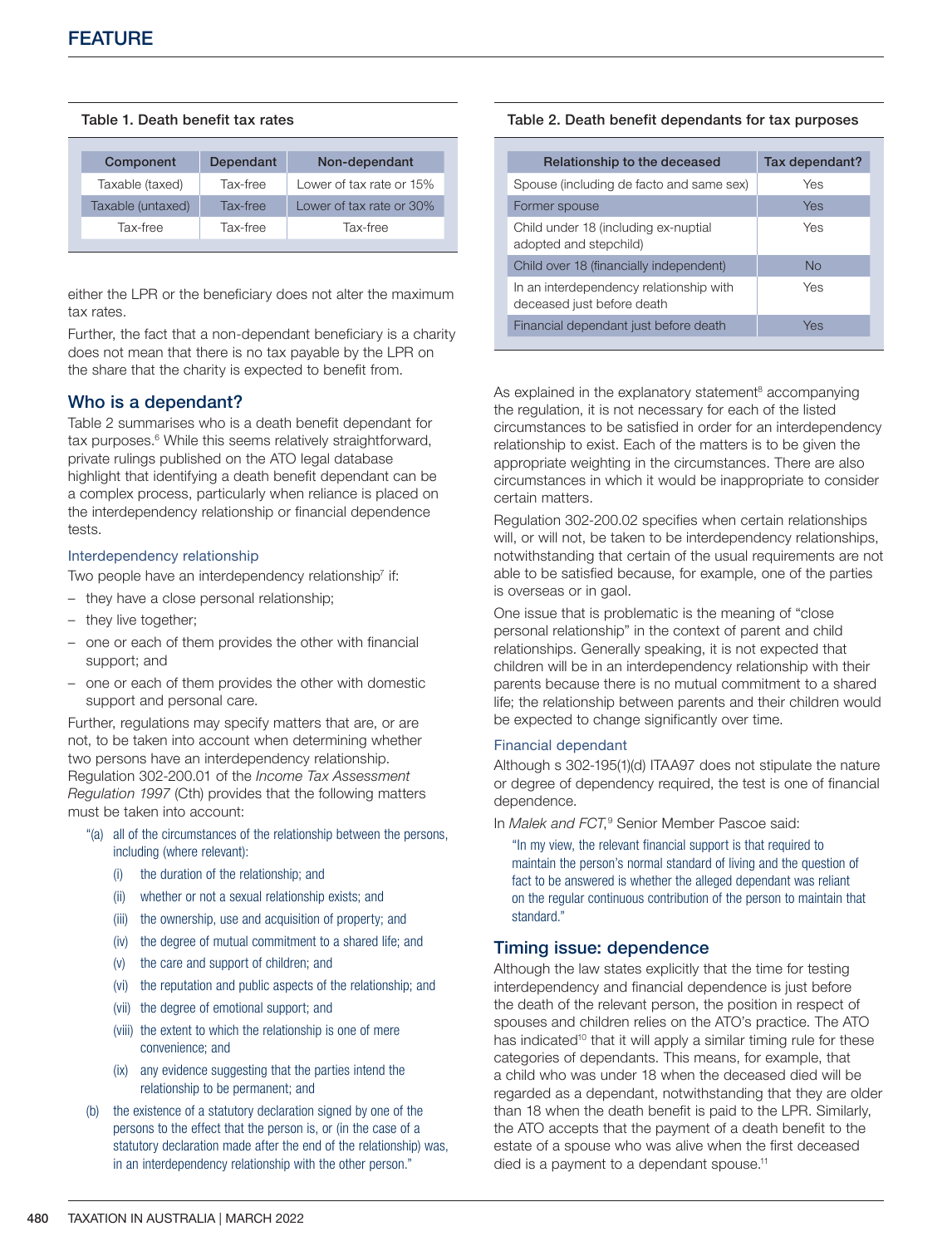**Table 1. Death benefit tax rates**

| Component | Dependant | Non-dependant |
|---|---|---|
| Taxable (taxed) | Tax-free | Lower of tax rate or 15% |
| Taxable (untaxed) | Tax-free | Lower of tax rate or 30% |
| Tax-free | Tax-free | Tax-free |

either the LPR or the beneficiary does not alter the maximum tax rates.

Further, the fact that a non-dependant beneficiary is a charity does not mean that there is no tax payable by the LPR on the share that the charity is expected to benefit from.

## Who is a dependant?

Table 2 summarises who is a death benefit dependant for tax purposes.[6] While this seems relatively straightforward, private rulings published on the ATO legal database highlight that identifying a death benefit dependant can be a complex process, particularly when reliance is placed on the interdependency relationship or financial dependence tests.

### Interdependency relationship

Two people have an interdependency relationship[7] if:

- they have a close personal relationship;
- they live together;
- one or each of them provides the other with financial support; and
- one or each of them provides the other with domestic support and personal care.

Further, regulations may specify matters that are, or are not, to be taken into account when determining whether two persons have an interdependency relationship. Regulation 302-200.01 of the *Income Tax Assessment Regulation 1997* (Cth) provides that the following matters must be taken into account:

> "(a) all of the circumstances of the relationship between the persons, including (where relevant):
>
> (i) the duration of the relationship; and
>
> (ii) whether or not a sexual relationship exists; and
>
> (iii) the ownership, use and acquisition of property; and
>
> (iv) the degree of mutual commitment to a shared life; and
>
> (v) the care and support of children; and
>
> (vi) the reputation and public aspects of the relationship; and
>
> (vii) the degree of emotional support; and
>
> (viii) the extent to which the relationship is one of mere convenience; and
>
> (ix) any evidence suggesting that the parties intend the relationship to be permanent; and
>
> (b) the existence of a statutory declaration signed by one of the persons to the effect that the person is, or (in the case of a statutory declaration made after the end of the relationship) was, in an interdependency relationship with the other person."

**Table 2. Death benefit dependants for tax purposes**

| Relationship to the deceased | Tax dependant? |
|---|---|
| Spouse (including de facto and same sex) | Yes |
| Former spouse | Yes |
| Child under 18 (including ex-nuptial adopted and stepchild) | Yes |
| Child over 18 (financially independent) | No |
| In an interdependency relationship with deceased just before death | Yes |
| Financial dependant just before death | Yes |

As explained in the explanatory statement[8] accompanying the regulation, it is not necessary for each of the listed circumstances to be satisfied in order for an interdependency relationship to exist. Each of the matters is to be given the appropriate weighting in the circumstances. There are also circumstances in which it would be inappropriate to consider certain matters.

Regulation 302-200.02 specifies when certain relationships will, or will not, be taken to be interdependency relationships, notwithstanding that certain of the usual requirements are not able to be satisfied because, for example, one of the parties is overseas or in gaol.

One issue that is problematic is the meaning of "close personal relationship" in the context of parent and child relationships. Generally speaking, it is not expected that children will be in an interdependency relationship with their parents because there is no mutual commitment to a shared life; the relationship between parents and their children would be expected to change significantly over time.

### Financial dependant

Although s 302-195(1)(d) ITAA97 does not stipulate the nature or degree of dependency required, the test is one of financial dependence.

In *Malek and FCT*,[9] Senior Member Pascoe said:

> "In my view, the relevant financial support is that required to maintain the person's normal standard of living and the question of fact to be answered is whether the alleged dependant was reliant on the regular continuous contribution of the person to maintain that standard."

## Timing issue: dependence

Although the law states explicitly that the time for testing interdependency and financial dependence is just before the death of the relevant person, the position in respect of spouses and children relies on the ATO's practice. The ATO has indicated[10] that it will apply a similar timing rule for these categories of dependants. This means, for example, that a child who was under 18 when the deceased died will be regarded as a dependant, notwithstanding that they are older than 18 when the death benefit is paid to the LPR. Similarly, the ATO accepts that the payment of a death benefit to the estate of a spouse who was alive when the first deceased died is a payment to a dependant spouse.[11]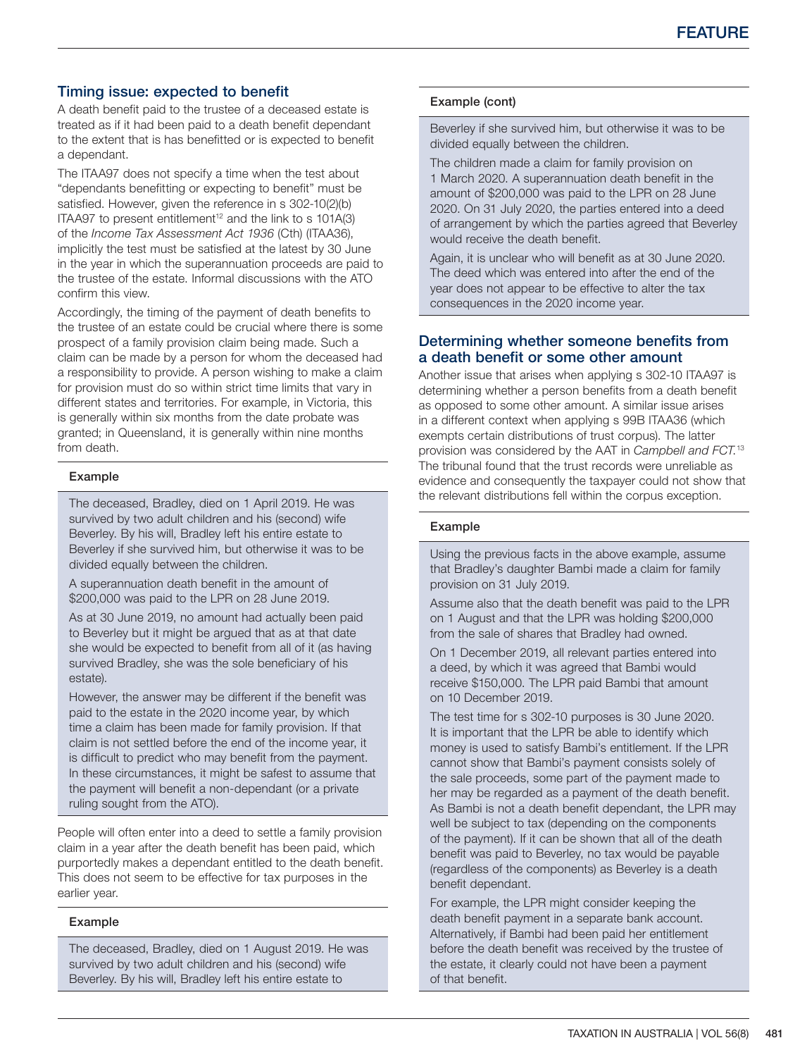## Timing issue: expected to benefit

A death benefit paid to the trustee of a deceased estate is treated as if it had been paid to a death benefit dependant to the extent that is has benefitted or is expected to benefit a dependant.

The ITAA97 does not specify a time when the test about "dependants benefitting or expecting to benefit" must be satisfied. However, given the reference in s 302-10(2)(b) ITAA97 to present entitlement[12] and the link to s 101A(3) of the *Income Tax Assessment Act 1936* (Cth) (ITAA36), implicitly the test must be satisfied at the latest by 30 June in the year in which the superannuation proceeds are paid to the trustee of the estate. Informal discussions with the ATO confirm this view.

Accordingly, the timing of the payment of death benefits to the trustee of an estate could be crucial where there is some prospect of a family provision claim being made. Such a claim can be made by a person for whom the deceased had a responsibility to provide. A person wishing to make a claim for provision must do so within strict time limits that vary in different states and territories. For example, in Victoria, this is generally within six months from the date probate was granted; in Queensland, it is generally within nine months from death.

### Example

The deceased, Bradley, died on 1 April 2019. He was survived by two adult children and his (second) wife Beverley. By his will, Bradley left his entire estate to Beverley if she survived him, but otherwise it was to be divided equally between the children.

A superannuation death benefit in the amount of $200,000 was paid to the LPR on 28 June 2019.

As at 30 June 2019, no amount had actually been paid to Beverley but it might be argued that as at that date she would be expected to benefit from all of it (as having survived Bradley, she was the sole beneficiary of his estate).

However, the answer may be different if the benefit was paid to the estate in the 2020 income year, by which time a claim has been made for family provision. If that claim is not settled before the end of the income year, it is difficult to predict who may benefit from the payment. In these circumstances, it might be safest to assume that the payment will benefit a non-dependant (or a private ruling sought from the ATO).

People will often enter into a deed to settle a family provision claim in a year after the death benefit has been paid, which purportedly makes a dependant entitled to the death benefit. This does not seem to be effective for tax purposes in the earlier year.

### Example

The deceased, Bradley, died on 1 August 2019. He was survived by two adult children and his (second) wife Beverley. By his will, Bradley left his entire estate to Beverley if she survived him, but otherwise it was to be divided equally between the children.

The children made a claim for family provision on 1 March 2020. A superannuation death benefit in the amount of $200,000 was paid to the LPR on 28 June 2020. On 31 July 2020, the parties entered into a deed of arrangement by which the parties agreed that Beverley would receive the death benefit.

Again, it is unclear who will benefit as at 30 June 2020. The deed which was entered into after the end of the year does not appear to be effective to alter the tax consequences in the 2020 income year.

## Determining whether someone benefits from a death benefit or some other amount

Another issue that arises when applying s 302-10 ITAA97 is determining whether a person benefits from a death benefit as opposed to some other amount. A similar issue arises in a different context when applying s 99B ITAA36 (which exempts certain distributions of trust corpus). The latter provision was considered by the AAT in *Campbell and FCT*.[13] The tribunal found that the trust records were unreliable as evidence and consequently the taxpayer could not show that the relevant distributions fell within the corpus exception.

### Example

Using the previous facts in the above example, assume that Bradley's daughter Bambi made a claim for family provision on 31 July 2019.

Assume also that the death benefit was paid to the LPR on 1 August and that the LPR was holding $200,000 from the sale of shares that Bradley had owned.

On 1 December 2019, all relevant parties entered into a deed, by which it was agreed that Bambi would receive $150,000. The LPR paid Bambi that amount on 10 December 2019.

The test time for s 302-10 purposes is 30 June 2020. It is important that the LPR be able to identify which money is used to satisfy Bambi's entitlement. If the LPR cannot show that Bambi's payment consists solely of the sale proceeds, some part of the payment made to her may be regarded as a payment of the death benefit. As Bambi is not a death benefit dependant, the LPR may well be subject to tax (depending on the components of the payment). If it can be shown that all of the death benefit was paid to Beverley, no tax would be payable (regardless of the components) as Beverley is a death benefit dependant.

For example, the LPR might consider keeping the death benefit payment in a separate bank account. Alternatively, if Bambi had been paid her entitlement before the death benefit was received by the trustee of the estate, it clearly could not have been a payment of that benefit.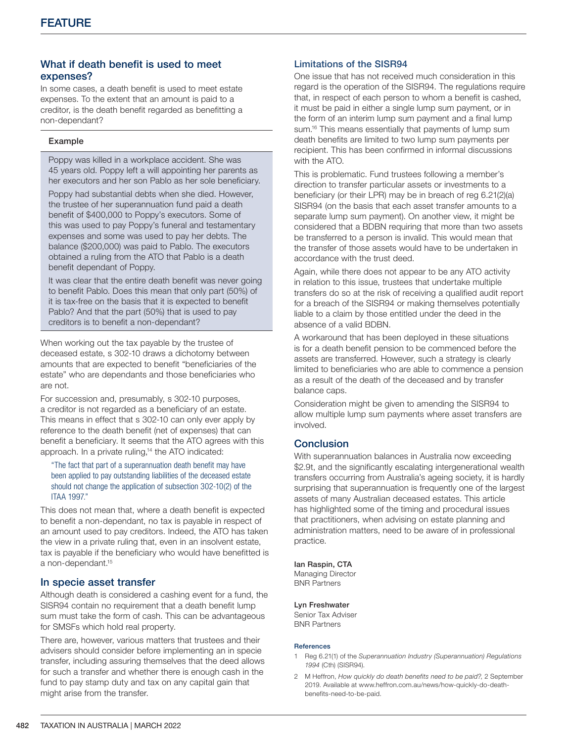## What if death benefit is used to meet expenses?

In some cases, a death benefit is used to meet estate expenses. To the extent that an amount is paid to a creditor, is the death benefit regarded as benefitting a non-dependant?

### Example

Poppy was killed in a workplace accident. She was 45 years old. Poppy left a will appointing her parents as her executors and her son Pablo as her sole beneficiary.

Poppy had substantial debts when she died. However, the trustee of her superannuation fund paid a death benefit of $400,000 to Poppy's executors. Some of this was used to pay Poppy's funeral and testamentary expenses and some was used to pay her debts. The balance ($200,000) was paid to Pablo. The executors obtained a ruling from the ATO that Pablo is a death benefit dependant of Poppy.

It was clear that the entire death benefit was never going to benefit Pablo. Does this mean that only part (50%) of it is tax-free on the basis that it is expected to benefit Pablo? And that the part (50%) that is used to pay creditors is to benefit a non-dependant?

When working out the tax payable by the trustee of deceased estate, s 302-10 draws a dichotomy between amounts that are expected to benefit "beneficiaries of the estate" who are dependants and those beneficiaries who are not.

For succession and, presumably, s 302-10 purposes, a creditor is not regarded as a beneficiary of an estate. This means in effect that s 302-10 can only ever apply by reference to the death benefit (net of expenses) that can benefit a beneficiary. It seems that the ATO agrees with this approach. In a private ruling,[14] the ATO indicated:

> "The fact that part of a superannuation death benefit may have been applied to pay outstanding liabilities of the deceased estate should not change the application of subsection 302-10(2) of the ITAA 1997."

This does not mean that, where a death benefit is expected to benefit a non-dependant, no tax is payable in respect of an amount used to pay creditors. Indeed, the ATO has taken the view in a private ruling that, even in an insolvent estate, tax is payable if the beneficiary who would have benefitted is a non-dependant.[15]

## In specie asset transfer

Although death is considered a cashing event for a fund, the SISR94 contain no requirement that a death benefit lump sum must take the form of cash. This can be advantageous for SMSFs which hold real property.

There are, however, various matters that trustees and their advisers should consider before implementing an in specie transfer, including assuring themselves that the deed allows for such a transfer and whether there is enough cash in the fund to pay stamp duty and tax on any capital gain that might arise from the transfer.

### Limitations of the SISR94

One issue that has not received much consideration in this regard is the operation of the SISR94. The regulations require that, in respect of each person to whom a benefit is cashed, it must be paid in either a single lump sum payment, or in the form of an interim lump sum payment and a final lump sum.[16] This means essentially that payments of lump sum death benefits are limited to two lump sum payments per recipient. This has been confirmed in informal discussions with the ATO.

This is problematic. Fund trustees following a member's direction to transfer particular assets or investments to a beneficiary (or their LPR) may be in breach of reg 6.21(2)(a) SISR94 (on the basis that each asset transfer amounts to a separate lump sum payment). On another view, it might be considered that a BDBN requiring that more than two assets be transferred to a person is invalid. This would mean that the transfer of those assets would have to be undertaken in accordance with the trust deed.

Again, while there does not appear to be any ATO activity in relation to this issue, trustees that undertake multiple transfers do so at the risk of receiving a qualified audit report for a breach of the SISR94 or making themselves potentially liable to a claim by those entitled under the deed in the absence of a valid BDBN.

A workaround that has been deployed in these situations is for a death benefit pension to be commenced before the assets are transferred. However, such a strategy is clearly limited to beneficiaries who are able to commence a pension as a result of the death of the deceased and by transfer balance caps.

Consideration might be given to amending the SISR94 to allow multiple lump sum payments where asset transfers are involved.

## Conclusion

With superannuation balances in Australia now exceeding $2.9t, and the significantly escalating intergenerational wealth transfers occurring from Australia's ageing society, it is hardly surprising that superannuation is frequently one of the largest assets of many Australian deceased estates. This article has highlighted some of the timing and procedural issues that practitioners, when advising on estate planning and administration matters, need to be aware of in professional practice.

**Ian Raspin, CTA**
Managing Director
BNR Partners

**Lyn Freshwater**
Senior Tax Adviser
BNR Partners

### References

1. Reg 6.21(1) of the *Superannuation Industry (Superannuation) Regulations 1994* (Cth) (SISR94).
2. M Heffron, *How quickly do death benefits need to be paid?*, 2 September 2019. Available at www.heffron.com.au/news/how-quickly-do-death-benefits-need-to-be-paid.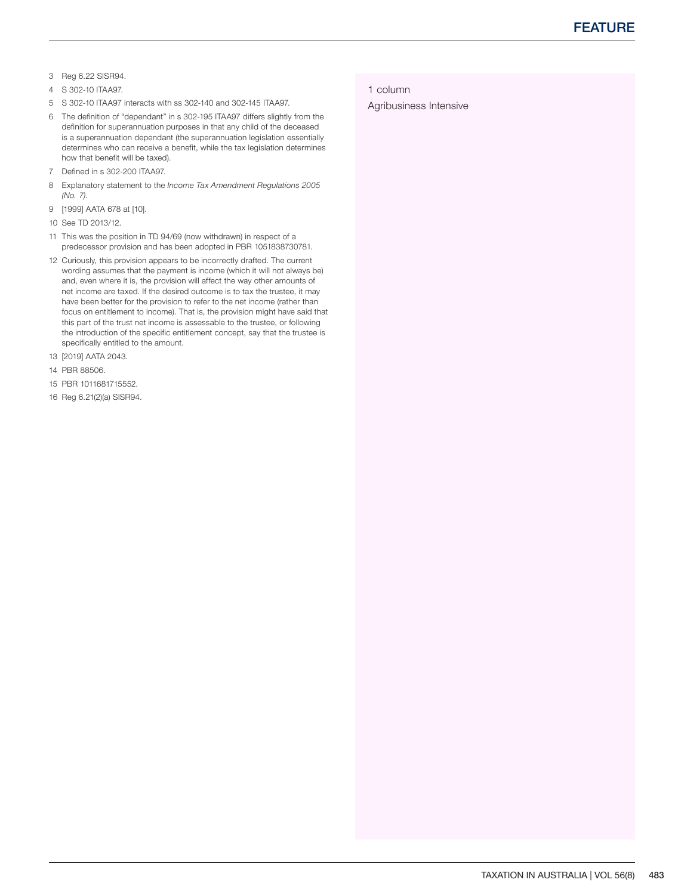3. Reg 6.22 SISR94.
4. S 302-10 ITAA97.
5. S 302-10 ITAA97 interacts with ss 302-140 and 302-145 ITAA97.
6. The definition of "dependant" in s 302-195 ITAA97 differs slightly from the definition for superannuation purposes in that any child of the deceased is a superannuation dependant (the superannuation legislation essentially determines who can receive a benefit, while the tax legislation determines how that benefit will be taxed).
7. Defined in s 302-200 ITAA97.
8. Explanatory statement to the *Income Tax Amendment Regulations 2005 (No. 7)*.
9. [1999] AATA 678 at [10].
10. See TD 2013/12.
11. This was the position in TD 94/69 (now withdrawn) in respect of a predecessor provision and has been adopted in PBR 1051838730781.
12. Curiously, this provision appears to be incorrectly drafted. The current wording assumes that the payment is income (which it will not always be) and, even where it is, the provision will affect the way other amounts of net income are taxed. If the desired outcome is to tax the trustee, it may have been better for the provision to refer to the net income (rather than focus on entitlement to income). That is, the provision might have said that this part of the trust net income is assessable to the trustee, or following the introduction of the specific entitlement concept, say that the trustee is specifically entitled to the amount.
13. [2019] AATA 2043.
14. PBR 88506.
15. PBR 1011681715552.
16. Reg 6.21(2)(a) SISR94.

1 column

Agribusiness Intensive